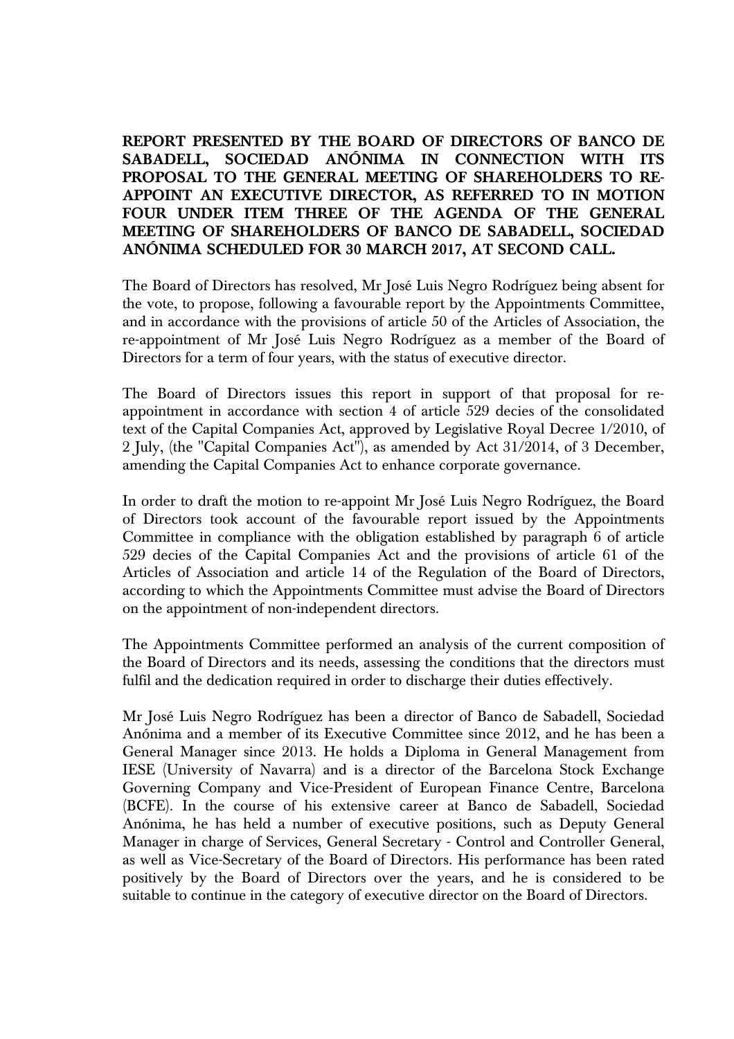**REPORT PRESENTED BY THE BOARD OF DIRECTORS OF BANCO DE SABADELL, SOCIEDAD ANÓNIMA IN CONNECTION WITH ITS PROPOSAL TO THE GENERAL MEETING OF SHAREHOLDERS TO RE-APPOINT AN EXECUTIVE DIRECTOR, AS REFERRED TO IN MOTION FOUR UNDER ITEM THREE OF THE AGENDA OF THE GENERAL MEETING OF SHAREHOLDERS OF BANCO DE SABADELL, SOCIEDAD ANÓNIMA SCHEDULED FOR 30 MARCH 2017, AT SECOND CALL.**

The Board of Directors has resolved, Mr José Luis Negro Rodríguez being absent for the vote, to propose, following a favourable report by the Appointments Committee, and in accordance with the provisions of article 50 of the Articles of Association, the re-appointment of Mr José Luis Negro Rodríguez as a member of the Board of Directors for a term of four years, with the status of executive director.

The Board of Directors issues this report in support of that proposal for re-appointment in accordance with section 4 of article 529 decies of the consolidated text of the Capital Companies Act, approved by Legislative Royal Decree 1/2010, of 2 July, (the "Capital Companies Act"), as amended by Act 31/2014, of 3 December, amending the Capital Companies Act to enhance corporate governance.

In order to draft the motion to re-appoint Mr José Luis Negro Rodríguez, the Board of Directors took account of the favourable report issued by the Appointments Committee in compliance with the obligation established by paragraph 6 of article 529 decies of the Capital Companies Act and the provisions of article 61 of the Articles of Association and article 14 of the Regulation of the Board of Directors, according to which the Appointments Committee must advise the Board of Directors on the appointment of non-independent directors.

The Appointments Committee performed an analysis of the current composition of the Board of Directors and its needs, assessing the conditions that the directors must fulfil and the dedication required in order to discharge their duties effectively.

Mr José Luis Negro Rodríguez has been a director of Banco de Sabadell, Sociedad Anónima and a member of its Executive Committee since 2012, and he has been a General Manager since 2013. He holds a Diploma in General Management from IESE (University of Navarra) and is a director of the Barcelona Stock Exchange Governing Company and Vice-President of European Finance Centre, Barcelona (BCFE). In the course of his extensive career at Banco de Sabadell, Sociedad Anónima, he has held a number of executive positions, such as Deputy General Manager in charge of Services, General Secretary - Control and Controller General, as well as Vice-Secretary of the Board of Directors. His performance has been rated positively by the Board of Directors over the years, and he is considered to be suitable to continue in the category of executive director on the Board of Directors.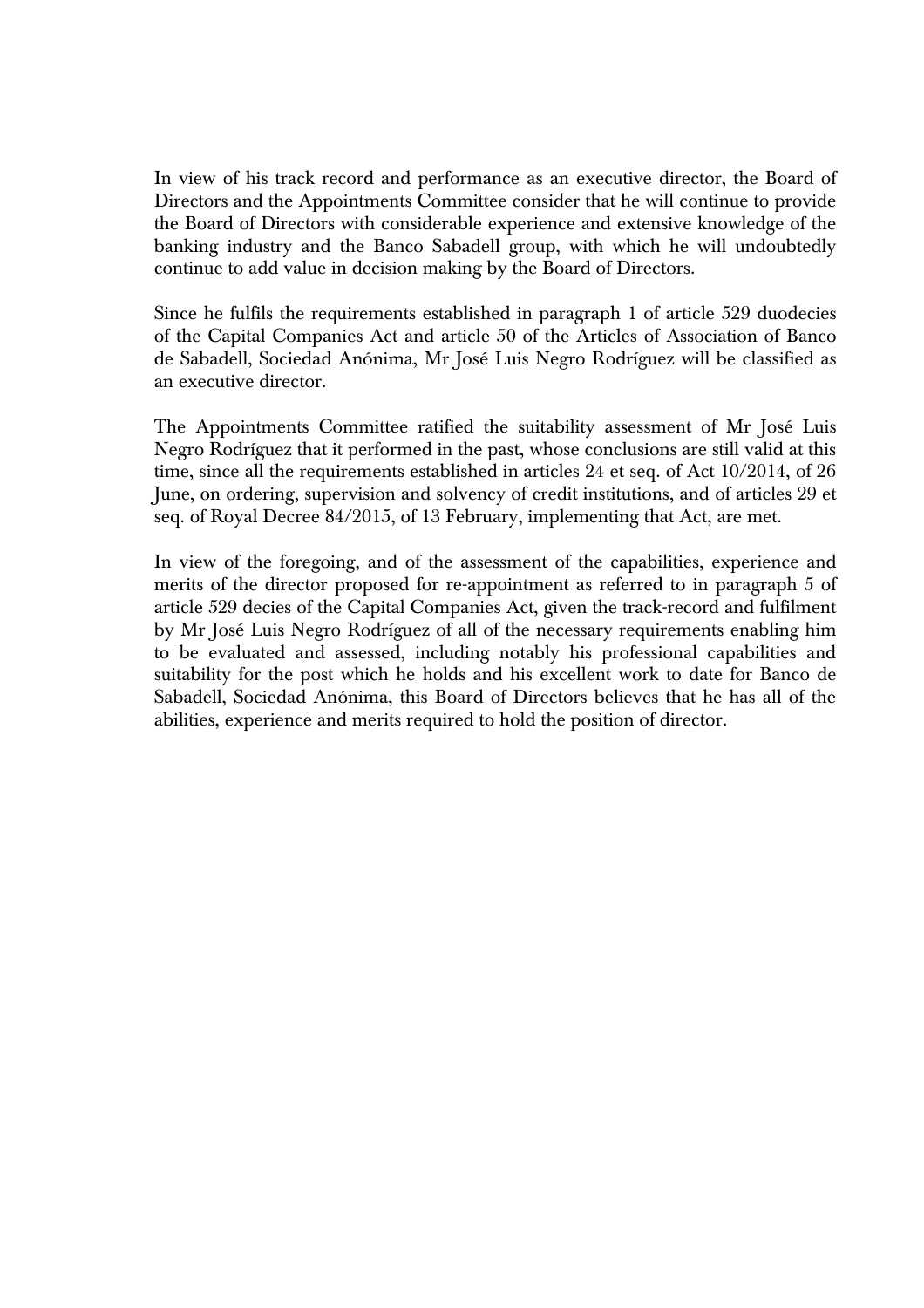In view of his track record and performance as an executive director, the Board of Directors and the Appointments Committee consider that he will continue to provide the Board of Directors with considerable experience and extensive knowledge of the banking industry and the Banco Sabadell group, with which he will undoubtedly continue to add value in decision making by the Board of Directors.

Since he fulfils the requirements established in paragraph 1 of article 529 duodecies of the Capital Companies Act and article 50 of the Articles of Association of Banco de Sabadell, Sociedad Anónima, Mr José Luis Negro Rodríguez will be classified as an executive director.

The Appointments Committee ratified the suitability assessment of Mr José Luis Negro Rodríguez that it performed in the past, whose conclusions are still valid at this time, since all the requirements established in articles 24 et seq. of Act 10/2014, of 26 June, on ordering, supervision and solvency of credit institutions, and of articles 29 et seq. of Royal Decree 84/2015, of 13 February, implementing that Act, are met.

In view of the foregoing, and of the assessment of the capabilities, experience and merits of the director proposed for re-appointment as referred to in paragraph 5 of article 529 decies of the Capital Companies Act, given the track-record and fulfilment by Mr José Luis Negro Rodríguez of all of the necessary requirements enabling him to be evaluated and assessed, including notably his professional capabilities and suitability for the post which he holds and his excellent work to date for Banco de Sabadell, Sociedad Anónima, this Board of Directors believes that he has all of the abilities, experience and merits required to hold the position of director.